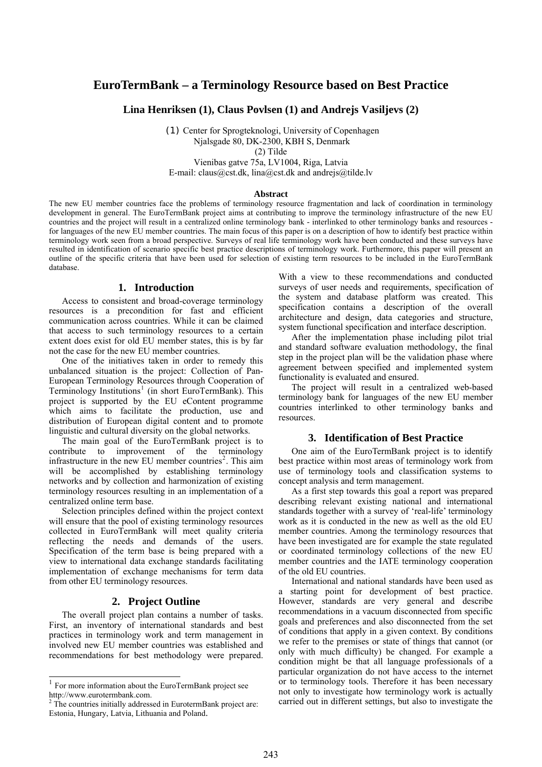# EuroTermBank – a Terminology Resource based on Best Practice

**Lina Henriksen (1), Claus Povlsen (1) and Andrejs Vasiljevs (2)**

(1) Center for Sprogteknologi, University of Copenhagen
Njalsgade 80, DK-2300, KBH S, Denmark
(2) Tilde
Vienibas gatve 75a, LV1004, Riga, Latvia
E-mail: claus@cst.dk, lina@cst.dk and andrejs@tilde.lv

**Abstract**

The new EU member countries face the problems of terminology resource fragmentation and lack of coordination in terminology development in general. The EuroTermBank project aims at contributing to improve the terminology infrastructure of the new EU countries and the project will result in a centralized online terminology bank - interlinked to other terminology banks and resources - for languages of the new EU member countries. The main focus of this paper is on a description of how to identify best practice within terminology work seen from a broad perspective. Surveys of real life terminology work have been conducted and these surveys have resulted in identification of scenario specific best practice descriptions of terminology work. Furthermore, this paper will present an outline of the specific criteria that have been used for selection of existing term resources to be included in the EuroTermBank database.

## 1. Introduction

Access to consistent and broad-coverage terminology resources is a precondition for fast and efficient communication across countries. While it can be claimed that access to such terminology resources to a certain extent does exist for old EU member states, this is by far not the case for the new EU member countries.

One of the initiatives taken in order to remedy this unbalanced situation is the project: Collection of Pan-European Terminology Resources through Cooperation of Terminology Institutions[1] (in short EuroTermBank). This project is supported by the EU eContent programme which aims to facilitate the production, use and distribution of European digital content and to promote linguistic and cultural diversity on the global networks.

The main goal of the EuroTermBank project is to contribute to improvement of the terminology infrastructure in the new EU member countries[2]. This aim will be accomplished by establishing terminology networks and by collection and harmonization of existing terminology resources resulting in an implementation of a centralized online term base.

Selection principles defined within the project context will ensure that the pool of existing terminology resources collected in EuroTermBank will meet quality criteria reflecting the needs and demands of the users. Specification of the term base is being prepared with a view to international data exchange standards facilitating implementation of exchange mechanisms for term data from other EU terminology resources.

## 2. Project Outline

The overall project plan contains a number of tasks. First, an inventory of international standards and best practices in terminology work and term management in involved new EU member countries was established and recommendations for best methodology were prepared. With a view to these recommendations and conducted surveys of user needs and requirements, specification of the system and database platform was created. This specification contains a description of the overall architecture and design, data categories and structure, system functional specification and interface description.

After the implementation phase including pilot trial and standard software evaluation methodology, the final step in the project plan will be the validation phase where agreement between specified and implemented system functionality is evaluated and ensured.

The project will result in a centralized web-based terminology bank for languages of the new EU member countries interlinked to other terminology banks and resources.

## 3. Identification of Best Practice

One aim of the EuroTermBank project is to identify best practice within most areas of terminology work from use of terminology tools and classification systems to concept analysis and term management.

As a first step towards this goal a report was prepared describing relevant existing national and international standards together with a survey of 'real-life' terminology work as it is conducted in the new as well as the old EU member countries. Among the terminology resources that have been investigated are for example the state regulated or coordinated terminology collections of the new EU member countries and the IATE terminology cooperation of the old EU countries.

International and national standards have been used as a starting point for development of best practice. However, standards are very general and describe recommendations in a vacuum disconnected from specific goals and preferences and also disconnected from the set of conditions that apply in a given context. By conditions we refer to the premises or state of things that cannot (or only with much difficulty) be changed. For example a condition might be that all language professionals of a particular organization do not have access to the internet or to terminology tools. Therefore it has been necessary not only to investigate how terminology work is actually carried out in different settings, but also to investigate the

---

[1] For more information about the EuroTermBank project see http://www.eurotermbank.com.

[2] The countries initially addressed in EurotermBank project are: Estonia, Hungary, Latvia, Lithuania and Poland.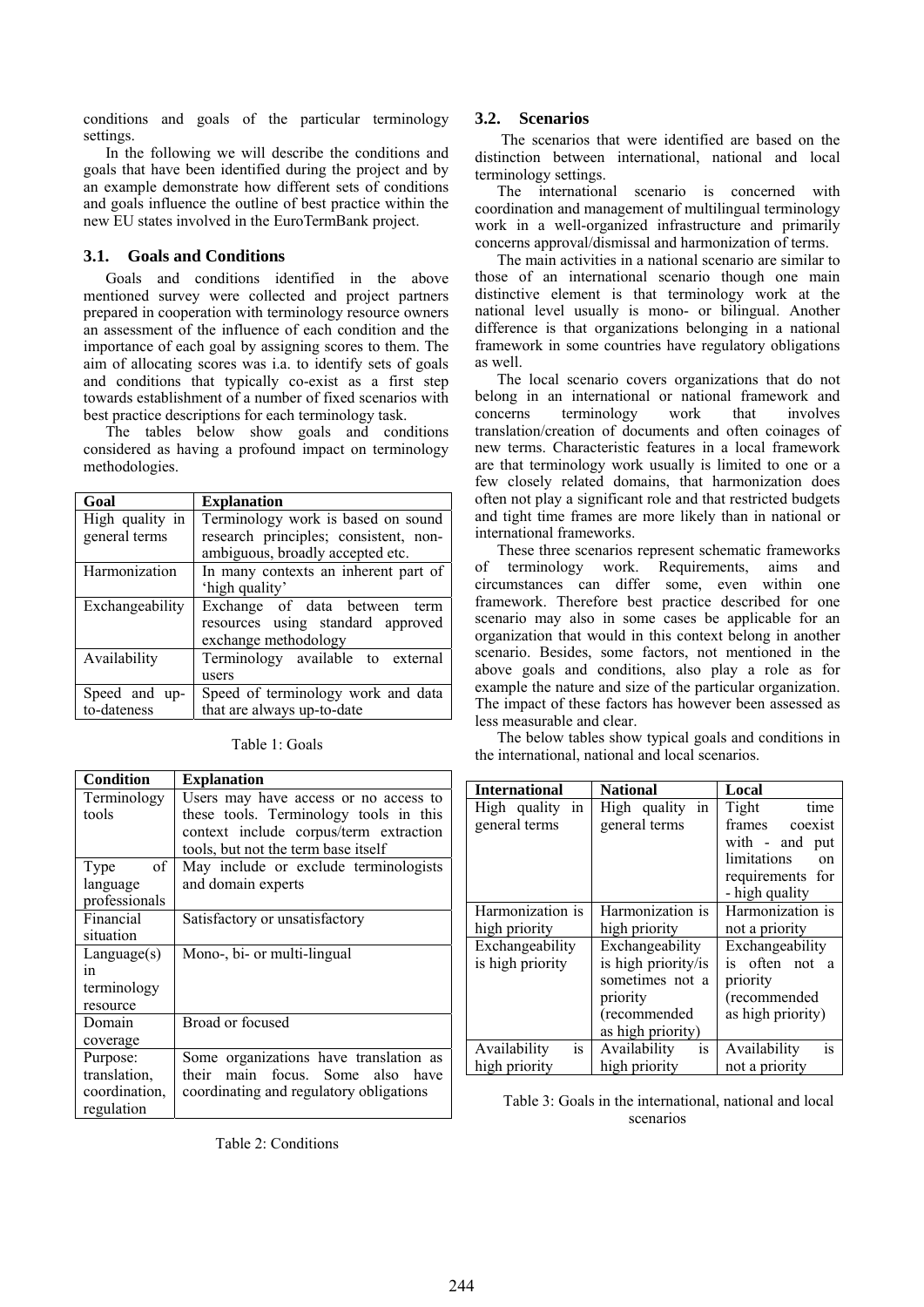conditions and goals of the particular terminology settings.

In the following we will describe the conditions and goals that have been identified during the project and by an example demonstrate how different sets of conditions and goals influence the outline of best practice within the new EU states involved in the EuroTermBank project.

### 3.1. Goals and Conditions

Goals and conditions identified in the above mentioned survey were collected and project partners prepared in cooperation with terminology resource owners an assessment of the influence of each condition and the importance of each goal by assigning scores to them. The aim of allocating scores was i.a. to identify sets of goals and conditions that typically co-exist as a first step towards establishment of a number of fixed scenarios with best practice descriptions for each terminology task.

The tables below show goals and conditions considered as having a profound impact on terminology methodologies.

| Goal | Explanation |
|---|---|
| High quality in general terms | Terminology work is based on sound research principles; consistent, non-ambiguous, broadly accepted etc. |
| Harmonization | In many contexts an inherent part of 'high quality' |
| Exchangeability | Exchange of data between term resources using standard approved exchange methodology |
| Availability | Terminology available to external users |
| Speed and up-to-dateness | Speed of terminology work and data that are always up-to-date |

Table 1: Goals

| Condition | Explanation |
|---|---|
| Terminology tools | Users may have access or no access to these tools. Terminology tools in this context include corpus/term extraction tools, but not the term base itself |
| Type of language professionals | May include or exclude terminologists and domain experts |
| Financial situation | Satisfactory or unsatisfactory |
| Language(s) in terminology resource | Mono-, bi- or multi-lingual |
| Domain coverage | Broad or focused |
| Purpose: translation, coordination, regulation | Some organizations have translation as their main focus. Some also have coordinating and regulatory obligations |

Table 2: Conditions

### 3.2. Scenarios

The scenarios that were identified are based on the distinction between international, national and local terminology settings.

The international scenario is concerned with coordination and management of multilingual terminology work in a well-organized infrastructure and primarily concerns approval/dismissal and harmonization of terms.

The main activities in a national scenario are similar to those of an international scenario though one main distinctive element is that terminology work at the national level usually is mono- or bilingual. Another difference is that organizations belonging in a national framework in some countries have regulatory obligations as well.

The local scenario covers organizations that do not belong in an international or national framework and concerns terminology work that involves translation/creation of documents and often coinages of new terms. Characteristic features in a local framework are that terminology work usually is limited to one or a few closely related domains, that harmonization does often not play a significant role and that restricted budgets and tight time frames are more likely than in national or international frameworks.

These three scenarios represent schematic frameworks of terminology work. Requirements, aims and circumstances can differ some, even within one framework. Therefore best practice described for one scenario may also in some cases be applicable for an organization that would in this context belong in another scenario. Besides, some factors, not mentioned in the above goals and conditions, also play a role as for example the nature and size of the particular organization. The impact of these factors has however been assessed as less measurable and clear.

The below tables show typical goals and conditions in the international, national and local scenarios.

| International | National | Local |
|---|---|---|
| High quality in general terms | High quality in general terms | Tight time frames coexist with - and put limitations on requirements for - high quality |
| Harmonization is high priority | Harmonization is high priority | Harmonization is not a priority |
| Exchangeability is high priority | Exchangeability is high priority/is sometimes not a priority (recommended as high priority) | Exchangeability is often not a priority (recommended as high priority) |
| Availability is high priority | Availability is high priority | Availability is not a priority |

Table 3: Goals in the international, national and local scenarios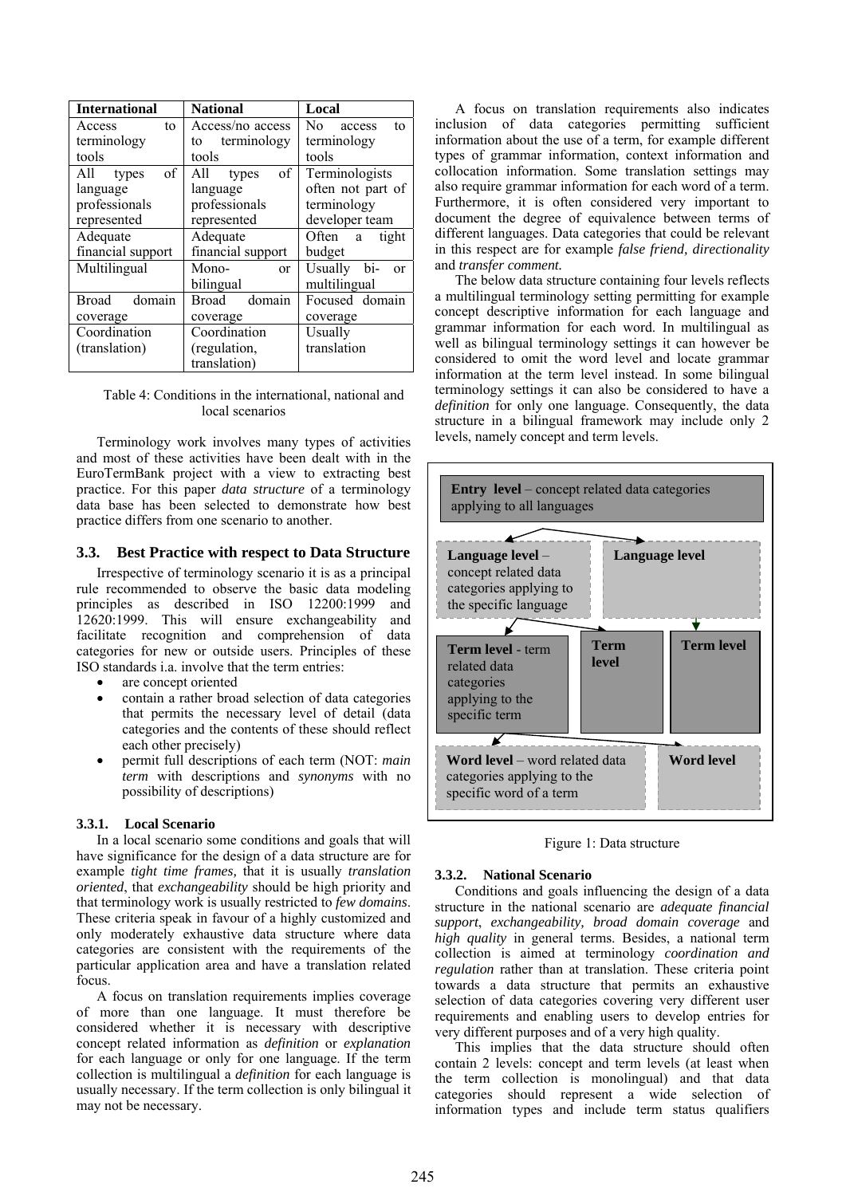| International | National | Local |
|---|---|---|
| Access to terminology tools | Access/no access to terminology tools | No access to terminology tools |
| All types of language professionals represented | All types of language professionals represented | Terminologists often not part of developer team |
| Adequate financial support | Adequate financial support | Often a tight budget |
| Multilingual | Mono- or bilingual | Usually bi- or multilingual |
| Broad domain coverage | Broad domain coverage | Focused domain coverage |
| Coordination (translation) | Coordination (regulation, translation) | Usually translation |

Table 4: Conditions in the international, national and local scenarios

Terminology work involves many types of activities and most of these activities have been dealt with in the EuroTermBank project with a view to extracting best practice. For this paper *data structure* of a terminology data base has been selected to demonstrate how best practice differs from one scenario to another.

### 3.3. Best Practice with respect to Data Structure

Irrespective of terminology scenario it is as a principal rule recommended to observe the basic data modeling principles as described in ISO 12200:1999 and 12620:1999. This will ensure exchangeability and facilitate recognition and comprehension of data categories for new or outside users. Principles of these ISO standards i.a. involve that the term entries:

- are concept oriented
- contain a rather broad selection of data categories that permits the necessary level of detail (data categories and the contents of these should reflect each other precisely)
- permit full descriptions of each term (NOT: *main term* with descriptions and *synonyms* with no possibility of descriptions)

#### 3.3.1. Local Scenario

In a local scenario some conditions and goals that will have significance for the design of a data structure are for example *tight time frames,* that it is usually *translation oriented*, that *exchangeability* should be high priority and that terminology work is usually restricted to *few domains*. These criteria speak in favour of a highly customized and only moderately exhaustive data structure where data categories are consistent with the requirements of the particular application area and have a translation related focus.

A focus on translation requirements implies coverage of more than one language. It must therefore be considered whether it is necessary with descriptive concept related information as *definition* or *explanation* for each language or only for one language. If the term collection is multilingual a *definition* for each language is usually necessary. If the term collection is only bilingual it may not be necessary.

A focus on translation requirements also indicates inclusion of data categories permitting sufficient information about the use of a term, for example different types of grammar information, context information and collocation information. Some translation settings may also require grammar information for each word of a term. Furthermore, it is often considered very important to document the degree of equivalence between terms of different languages. Data categories that could be relevant in this respect are for example *false friend, directionality* and *transfer comment.*

The below data structure containing four levels reflects a multilingual terminology setting permitting for example concept descriptive information for each language and grammar information for each word. In multilingual as well as bilingual terminology settings it can however be considered to omit the word level and locate grammar information at the term level instead. In some bilingual terminology settings it can also be considered to have a *definition* for only one language. Consequently, the data structure in a bilingual framework may include only 2 levels, namely concept and term levels.

**Entry level** – concept related data categories applying to all languages

**Language level** – concept related data categories applying to the specific language | **Language level**

**Term level** - term related data categories applying to the specific term | **Term level** | **Term level**

**Word level** – word related data categories applying to the specific word of a term | **Word level**

Figure 1: Data structure

#### 3.3.2. National Scenario

Conditions and goals influencing the design of a data structure in the national scenario are *adequate financial support*, *exchangeability, broad domain coverage* and *high quality* in general terms. Besides, a national term collection is aimed at terminology *coordination and regulation* rather than at translation. These criteria point towards a data structure that permits an exhaustive selection of data categories covering very different user requirements and enabling users to develop entries for very different purposes and of a very high quality.

This implies that the data structure should often contain 2 levels: concept and term levels (at least when the term collection is monolingual) and that data categories should represent a wide selection of information types and include term status qualifiers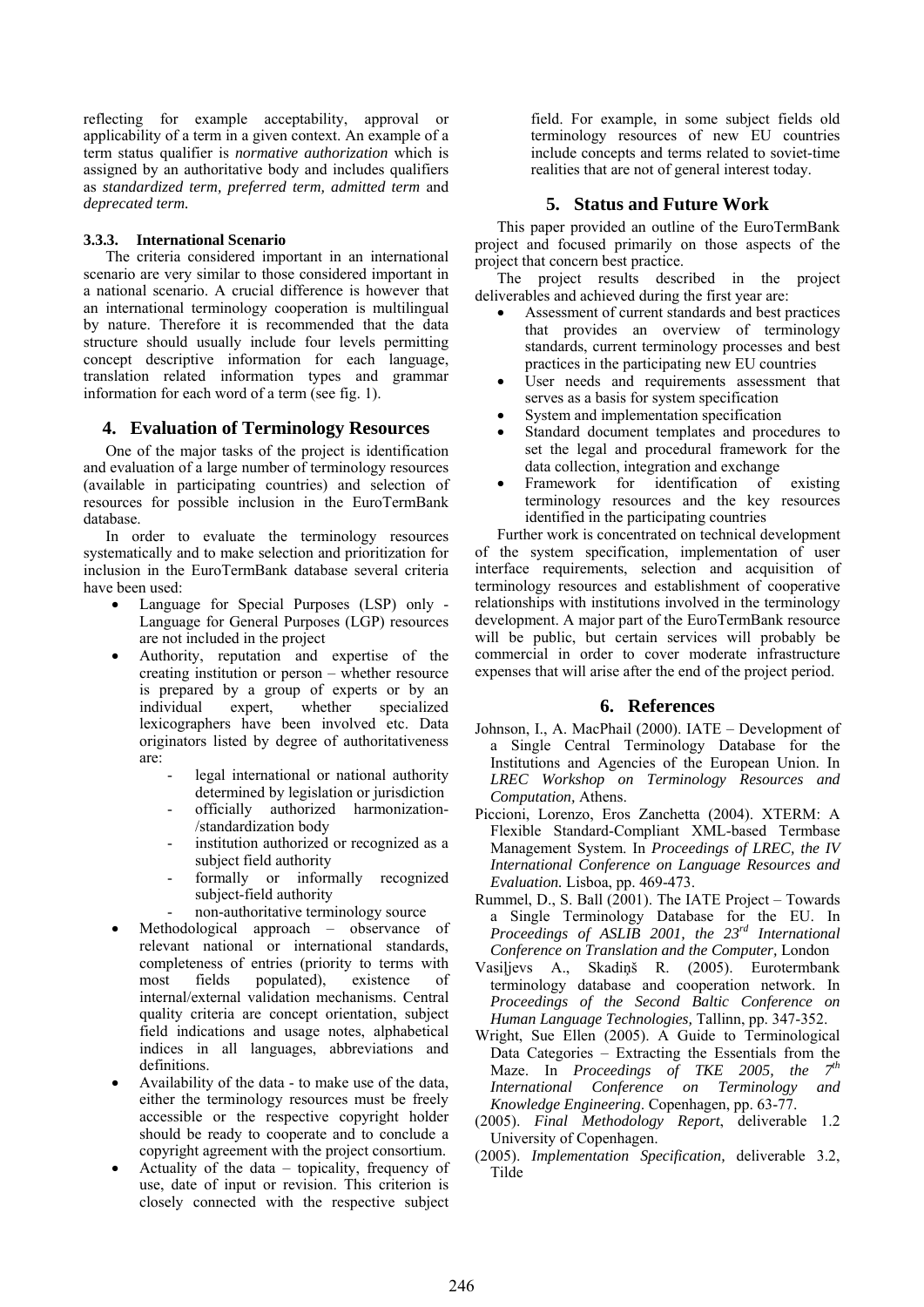reflecting for example acceptability, approval or applicability of a term in a given context. An example of a term status qualifier is *normative authorization* which is assigned by an authoritative body and includes qualifiers as *standardized term, preferred term, admitted term* and *deprecated term.*

#### 3.3.3. International Scenario

The criteria considered important in an international scenario are very similar to those considered important in a national scenario. A crucial difference is however that an international terminology cooperation is multilingual by nature. Therefore it is recommended that the data structure should usually include four levels permitting concept descriptive information for each language, translation related information types and grammar information for each word of a term (see fig. 1).

## 4. Evaluation of Terminology Resources

One of the major tasks of the project is identification and evaluation of a large number of terminology resources (available in participating countries) and selection of resources for possible inclusion in the EuroTermBank database.

In order to evaluate the terminology resources systematically and to make selection and prioritization for inclusion in the EuroTermBank database several criteria have been used:

- Language for Special Purposes (LSP) only - Language for General Purposes (LGP) resources are not included in the project
- Authority, reputation and expertise of the creating institution or person – whether resource is prepared by a group of experts or by an individual expert, whether specialized lexicographers have been involved etc. Data originators listed by degree of authoritativeness are:
  - legal international or national authority determined by legislation or jurisdiction
  - officially authorized harmonization-/standardization body
  - institution authorized or recognized as a subject field authority
  - formally or informally recognized subject-field authority
  - non-authoritative terminology source
- Methodological approach – observance of relevant national or international standards, completeness of entries (priority to terms with most fields populated), existence of internal/external validation mechanisms. Central quality criteria are concept orientation, subject field indications and usage notes, alphabetical indices in all languages, abbreviations and definitions.
- Availability of the data - to make use of the data, either the terminology resources must be freely accessible or the respective copyright holder should be ready to cooperate and to conclude a copyright agreement with the project consortium.
- Actuality of the data – topicality, frequency of use, date of input or revision. This criterion is closely connected with the respective subject field. For example, in some subject fields old terminology resources of new EU countries include concepts and terms related to soviet-time realities that are not of general interest today.

## 5. Status and Future Work

This paper provided an outline of the EuroTermBank project and focused primarily on those aspects of the project that concern best practice.

The project results described in the project deliverables and achieved during the first year are:

- Assessment of current standards and best practices that provides an overview of terminology standards, current terminology processes and best practices in the participating new EU countries
- User needs and requirements assessment that serves as a basis for system specification
- System and implementation specification
- Standard document templates and procedures to set the legal and procedural framework for the data collection, integration and exchange
- Framework for identification of existing terminology resources and the key resources identified in the participating countries

Further work is concentrated on technical development of the system specification, implementation of user interface requirements, selection and acquisition of terminology resources and establishment of cooperative relationships with institutions involved in the terminology development. A major part of the EuroTermBank resource will be public, but certain services will probably be commercial in order to cover moderate infrastructure expenses that will arise after the end of the project period.

## 6. References

Johnson, I., A. MacPhail (2000). IATE – Development of a Single Central Terminology Database for the Institutions and Agencies of the European Union. In *LREC Workshop on Terminology Resources and Computation*, Athens.

Piccioni, Lorenzo, Eros Zanchetta (2004). XTERM: A Flexible Standard-Compliant XML-based Termbase Management System. In *Proceedings of LREC, the IV International Conference on Language Resources and Evaluation.* Lisboa, pp. 469-473.

Rummel, D., S. Ball (2001). The IATE Project – Towards a Single Terminology Database for the EU. In *Proceedings of ASLIB 2001, the 23rd International Conference on Translation and the Computer,* London

Vasiļjevs A., Skadiņš R. (2005). Eurotermbank terminology database and cooperation network. In *Proceedings of the Second Baltic Conference on Human Language Technologies,* Tallinn, pp. 347-352.

Wright, Sue Ellen (2005). A Guide to Terminological Data Categories – Extracting the Essentials from the Maze. In *Proceedings of TKE 2005, the 7th International Conference on Terminology and Knowledge Engineering*. Copenhagen, pp. 63-77.

(2005). *Final Methodology Report*, deliverable 1.2 University of Copenhagen.

(2005). *Implementation Specification,* deliverable 3.2, Tilde